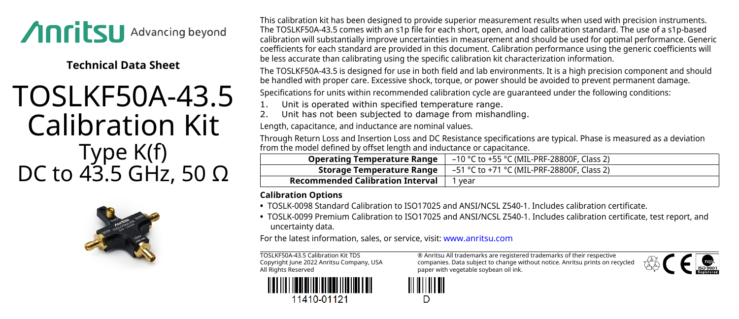Anritsu Advancing beyond

**Technical Data Sheet**

# TOSLKF50A-43.5 Calibration Kit

## Type K(f)
## DC to 43.5 GHz, 50 Ω

This calibration kit has been designed to provide superior measurement results when used with precision instruments. The TOSLKF50A-43.5 comes with an s1p file for each short, open, and load calibration standard. The use of a s1p-based calibration will substantially improve uncertainties in measurement and should be used for optimal performance. Generic coefficients for each standard are provided in this document. Calibration performance using the generic coefficients will be less accurate than calibrating using the specific calibration kit characterization information.

The TOSLKF50A-43.5 is designed for use in both field and lab environments. It is a high precision component and should be handled with proper care. Excessive shock, torque, or power should be avoided to prevent permanent damage.

Specifications for units within recommended calibration cycle are guaranteed under the following conditions:

1. Unit is operated within specified temperature range.
2. Unit has not been subjected to damage from mishandling.

Length, capacitance, and inductance are nominal values.

Through Return Loss and Insertion Loss and DC Resistance specifications are typical. Phase is measured as a deviation from the model defined by offset length and inductance or capacitance.

| | |
|---|---|
| **Operating Temperature Range** | –10 °C to +55 °C (MIL-PRF-28800F, Class 2) |
| **Storage Temperature Range** | –51 °C to +71 °C (MIL-PRF-28800F, Class 2) |
| **Recommended Calibration Interval** | 1 year |

### Calibration Options

- TOSLK-0098 Standard Calibration to ISO17025 and ANSI/NCSL Z540-1. Includes calibration certificate.
- TOSLK-0099 Premium Calibration to ISO17025 and ANSI/NCSL Z540-1. Includes calibration certificate, test report, and uncertainty data.

For the latest information, sales, or service, visit: www.anritsu.com

TOSLKF50A-43.5 Calibration Kit TDS
Copyright June 2022 Anritsu Company, USA
All Rights Reserved

® Anritsu All trademarks are registered trademarks of their respective companies. Data subject to change without notice. Anritsu prints on recycled paper with vegetable soybean oil ink.

11410-01121

D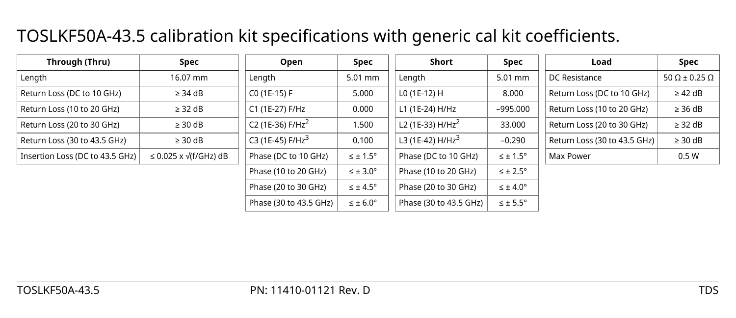# TOSLKF50A-43.5 calibration kit specifications with generic cal kit coefficients.

| Through (Thru) | Spec |
|---|---|
| Length | 16.07 mm |
| Return Loss (DC to 10 GHz) | ≥ 34 dB |
| Return Loss (10 to 20 GHz) | ≥ 32 dB |
| Return Loss (20 to 30 GHz) | ≥ 30 dB |
| Return Loss (30 to 43.5 GHz) | ≥ 30 dB |
| Insertion Loss (DC to 43.5 GHz) | ≤ 0.025 x √(f/GHz) dB |

| Open | Spec |
|---|---|
| Length | 5.01 mm |
| C0 (1E-15) F | 5.000 |
| C1 (1E-27) F/Hz | 0.000 |
| C2 (1E-36) F/Hz$^2$ | 1.500 |
| C3 (1E-45) F/Hz$^3$ | 0.100 |
| Phase (DC to 10 GHz) | ≤ ± 1.5° |
| Phase (10 to 20 GHz) | ≤ ± 3.0° |
| Phase (20 to 30 GHz) | ≤ ± 4.5° |
| Phase (30 to 43.5 GHz) | ≤ ± 6.0° |

| Short | Spec |
|---|---|
| Length | 5.01 mm |
| L0 (1E-12) H | 8.000 |
| L1 (1E-24) H/Hz | −995.000 |
| L2 (1E-33) H/Hz$^2$ | 33.000 |
| L3 (1E-42) H/Hz$^3$ | −0.290 |
| Phase (DC to 10 GHz) | ≤ ± 1.5° |
| Phase (10 to 20 GHz) | ≤ ± 2.5° |
| Phase (20 to 30 GHz) | ≤ ± 4.0° |
| Phase (30 to 43.5 GHz) | ≤ ± 5.5° |

| Load | Spec |
|---|---|
| DC Resistance | 50 Ω ± 0.25 Ω |
| Return Loss (DC to 10 GHz) | ≥ 42 dB |
| Return Loss (10 to 20 GHz) | ≥ 36 dB |
| Return Loss (20 to 30 GHz) | ≥ 32 dB |
| Return Loss (30 to 43.5 GHz) | ≥ 30 dB |
| Max Power | 0.5 W |